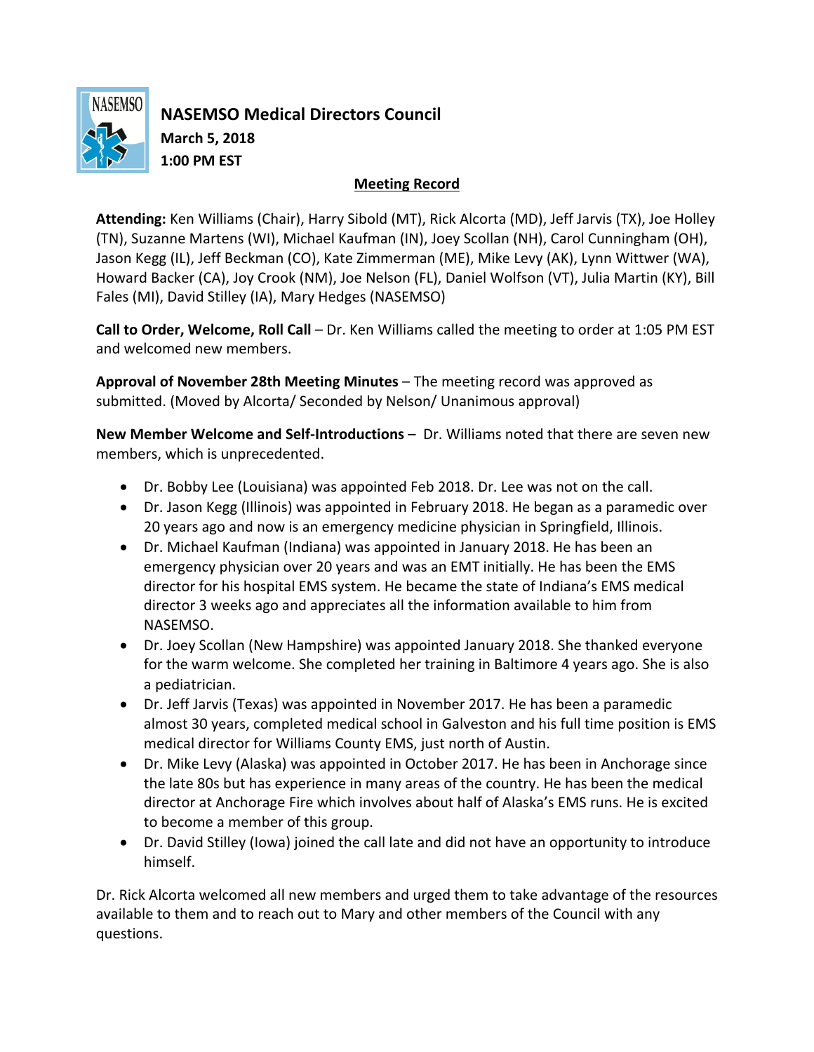# NASEMSO Medical Directors Council

**March 5, 2018**
**1:00 PM EST**

## Meeting Record

**Attending:** Ken Williams (Chair), Harry Sibold (MT), Rick Alcorta (MD), Jeff Jarvis (TX), Joe Holley (TN), Suzanne Martens (WI), Michael Kaufman (IN), Joey Scollan (NH), Carol Cunningham (OH), Jason Kegg (IL), Jeff Beckman (CO), Kate Zimmerman (ME), Mike Levy (AK), Lynn Wittwer (WA), Howard Backer (CA), Joy Crook (NM), Joe Nelson (FL), Daniel Wolfson (VT), Julia Martin (KY), Bill Fales (MI), David Stilley (IA), Mary Hedges (NASEMSO)

**Call to Order, Welcome, Roll Call** – Dr. Ken Williams called the meeting to order at 1:05 PM EST and welcomed new members.

**Approval of November 28th Meeting Minutes** – The meeting record was approved as submitted. (Moved by Alcorta/ Seconded by Nelson/ Unanimous approval)

**New Member Welcome and Self-Introductions** – Dr. Williams noted that there are seven new members, which is unprecedented.

- Dr. Bobby Lee (Louisiana) was appointed Feb 2018. Dr. Lee was not on the call.
- Dr. Jason Kegg (Illinois) was appointed in February 2018. He began as a paramedic over 20 years ago and now is an emergency medicine physician in Springfield, Illinois.
- Dr. Michael Kaufman (Indiana) was appointed in January 2018. He has been an emergency physician over 20 years and was an EMT initially. He has been the EMS director for his hospital EMS system. He became the state of Indiana's EMS medical director 3 weeks ago and appreciates all the information available to him from NASEMSO.
- Dr. Joey Scollan (New Hampshire) was appointed January 2018. She thanked everyone for the warm welcome. She completed her training in Baltimore 4 years ago. She is also a pediatrician.
- Dr. Jeff Jarvis (Texas) was appointed in November 2017. He has been a paramedic almost 30 years, completed medical school in Galveston and his full time position is EMS medical director for Williams County EMS, just north of Austin.
- Dr. Mike Levy (Alaska) was appointed in October 2017. He has been in Anchorage since the late 80s but has experience in many areas of the country. He has been the medical director at Anchorage Fire which involves about half of Alaska's EMS runs. He is excited to become a member of this group.
- Dr. David Stilley (Iowa) joined the call late and did not have an opportunity to introduce himself.

Dr. Rick Alcorta welcomed all new members and urged them to take advantage of the resources available to them and to reach out to Mary and other members of the Council with any questions.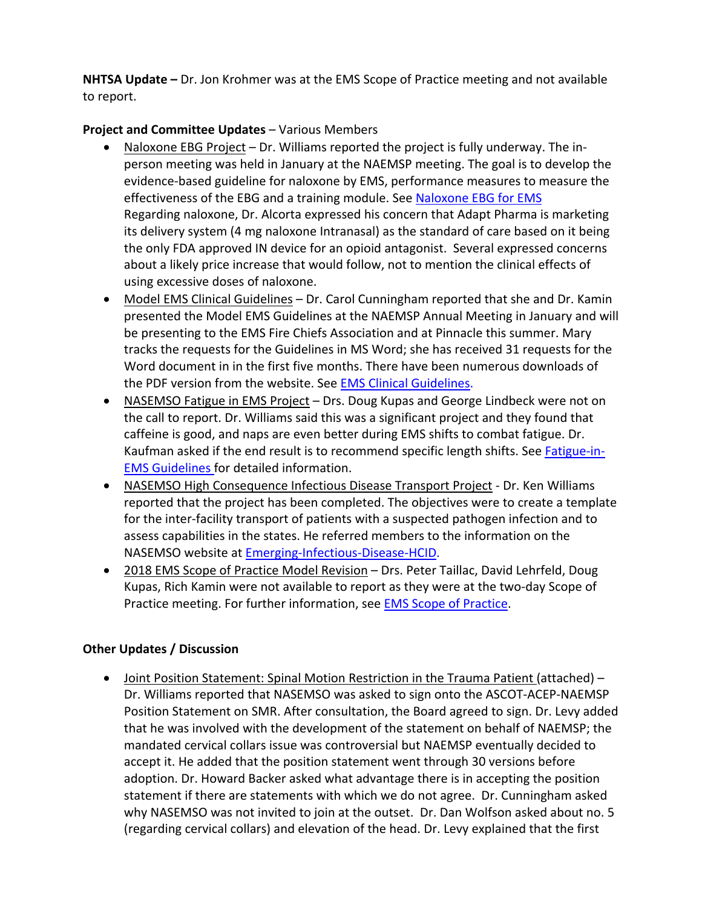**NHTSA Update –** Dr. Jon Krohmer was at the EMS Scope of Practice meeting and not available to report.

**Project and Committee Updates** – Various Members

- Naloxone EBG Project – Dr. Williams reported the project is fully underway. The in-person meeting was held in January at the NAEMSP meeting. The goal is to develop the evidence-based guideline for naloxone by EMS, performance measures to measure the effectiveness of the EBG and a training module. See Naloxone EBG for EMS
  Regarding naloxone, Dr. Alcorta expressed his concern that Adapt Pharma is marketing its delivery system (4 mg naloxone Intranasal) as the standard of care based on it being the only FDA approved IN device for an opioid antagonist. Several expressed concerns about a likely price increase that would follow, not to mention the clinical effects of using excessive doses of naloxone.
- Model EMS Clinical Guidelines – Dr. Carol Cunningham reported that she and Dr. Kamin presented the Model EMS Guidelines at the NAEMSP Annual Meeting in January and will be presenting to the EMS Fire Chiefs Association and at Pinnacle this summer. Mary tracks the requests for the Guidelines in MS Word; she has received 31 requests for the Word document in in the first five months. There have been numerous downloads of the PDF version from the website. See EMS Clinical Guidelines.
- NASEMSO Fatigue in EMS Project – Drs. Doug Kupas and George Lindbeck were not on the call to report. Dr. Williams said this was a significant project and they found that caffeine is good, and naps are even better during EMS shifts to combat fatigue. Dr. Kaufman asked if the end result is to recommend specific length shifts. See Fatigue-in-EMS Guidelines for detailed information.
- NASEMSO High Consequence Infectious Disease Transport Project - Dr. Ken Williams reported that the project has been completed. The objectives were to create a template for the inter-facility transport of patients with a suspected pathogen infection and to assess capabilities in the states. He referred members to the information on the NASEMSO website at Emerging-Infectious-Disease-HCID.
- 2018 EMS Scope of Practice Model Revision – Drs. Peter Taillac, David Lehrfeld, Doug Kupas, Rich Kamin were not available to report as they were at the two-day Scope of Practice meeting. For further information, see EMS Scope of Practice.

**Other Updates / Discussion**

- Joint Position Statement: Spinal Motion Restriction in the Trauma Patient (attached) – Dr. Williams reported that NASEMSO was asked to sign onto the ASCOT-ACEP-NAEMSP Position Statement on SMR. After consultation, the Board agreed to sign. Dr. Levy added that he was involved with the development of the statement on behalf of NAEMSP; the mandated cervical collars issue was controversial but NAEMSP eventually decided to accept it. He added that the position statement went through 30 versions before adoption. Dr. Howard Backer asked what advantage there is in accepting the position statement if there are statements with which we do not agree. Dr. Cunningham asked why NASEMSO was not invited to join at the outset. Dr. Dan Wolfson asked about no. 5 (regarding cervical collars) and elevation of the head. Dr. Levy explained that the first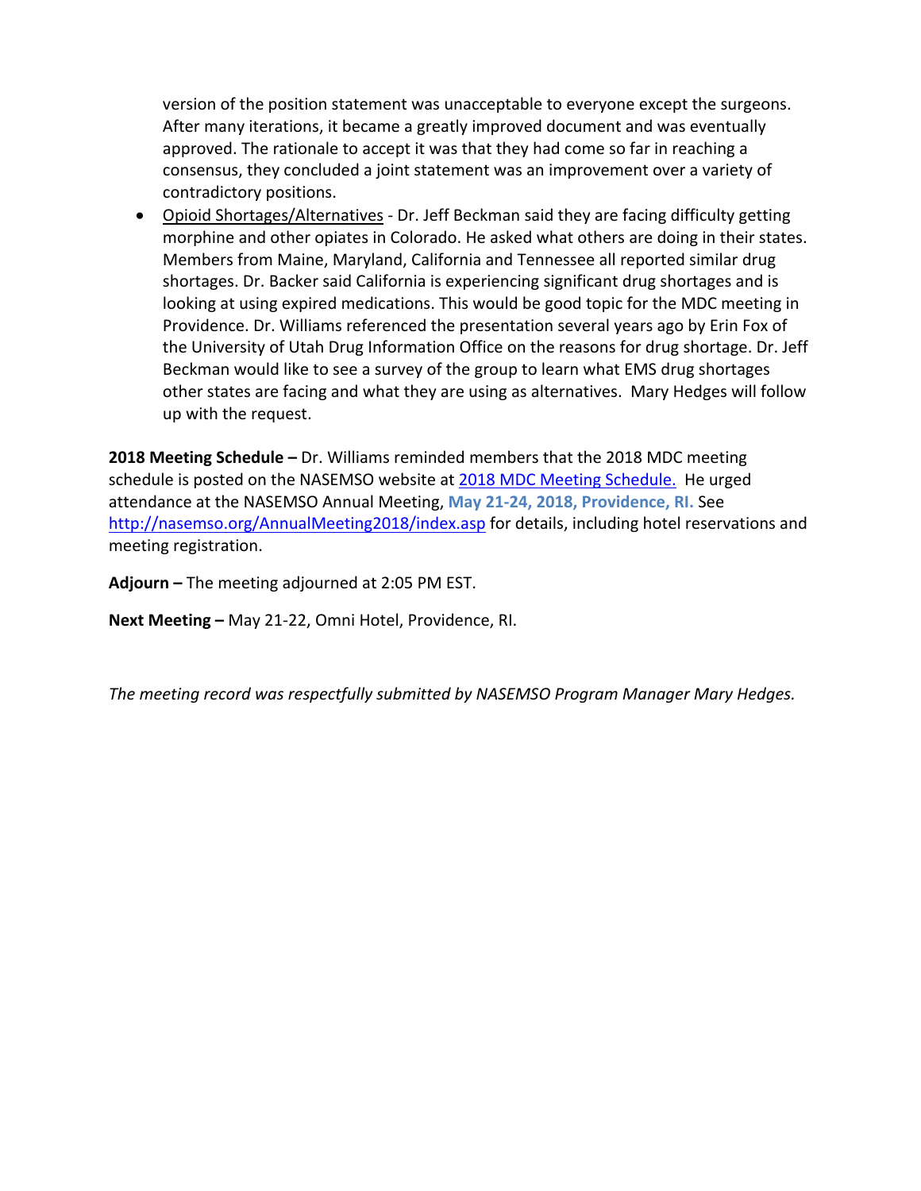version of the position statement was unacceptable to everyone except the surgeons. After many iterations, it became a greatly improved document and was eventually approved. The rationale to accept it was that they had come so far in reaching a consensus, they concluded a joint statement was an improvement over a variety of contradictory positions.

- Opioid Shortages/Alternatives - Dr. Jeff Beckman said they are facing difficulty getting morphine and other opiates in Colorado. He asked what others are doing in their states. Members from Maine, Maryland, California and Tennessee all reported similar drug shortages. Dr. Backer said California is experiencing significant drug shortages and is looking at using expired medications. This would be good topic for the MDC meeting in Providence. Dr. Williams referenced the presentation several years ago by Erin Fox of the University of Utah Drug Information Office on the reasons for drug shortage. Dr. Jeff Beckman would like to see a survey of the group to learn what EMS drug shortages other states are facing and what they are using as alternatives. Mary Hedges will follow up with the request.

**2018 Meeting Schedule –** Dr. Williams reminded members that the 2018 MDC meeting schedule is posted on the NASEMSO website at 2018 MDC Meeting Schedule. He urged attendance at the NASEMSO Annual Meeting, **May 21-24, 2018, Providence, RI.** See http://nasemso.org/AnnualMeeting2018/index.asp for details, including hotel reservations and meeting registration.

**Adjourn –** The meeting adjourned at 2:05 PM EST.

**Next Meeting –** May 21-22, Omni Hotel, Providence, RI.

*The meeting record was respectfully submitted by NASEMSO Program Manager Mary Hedges.*